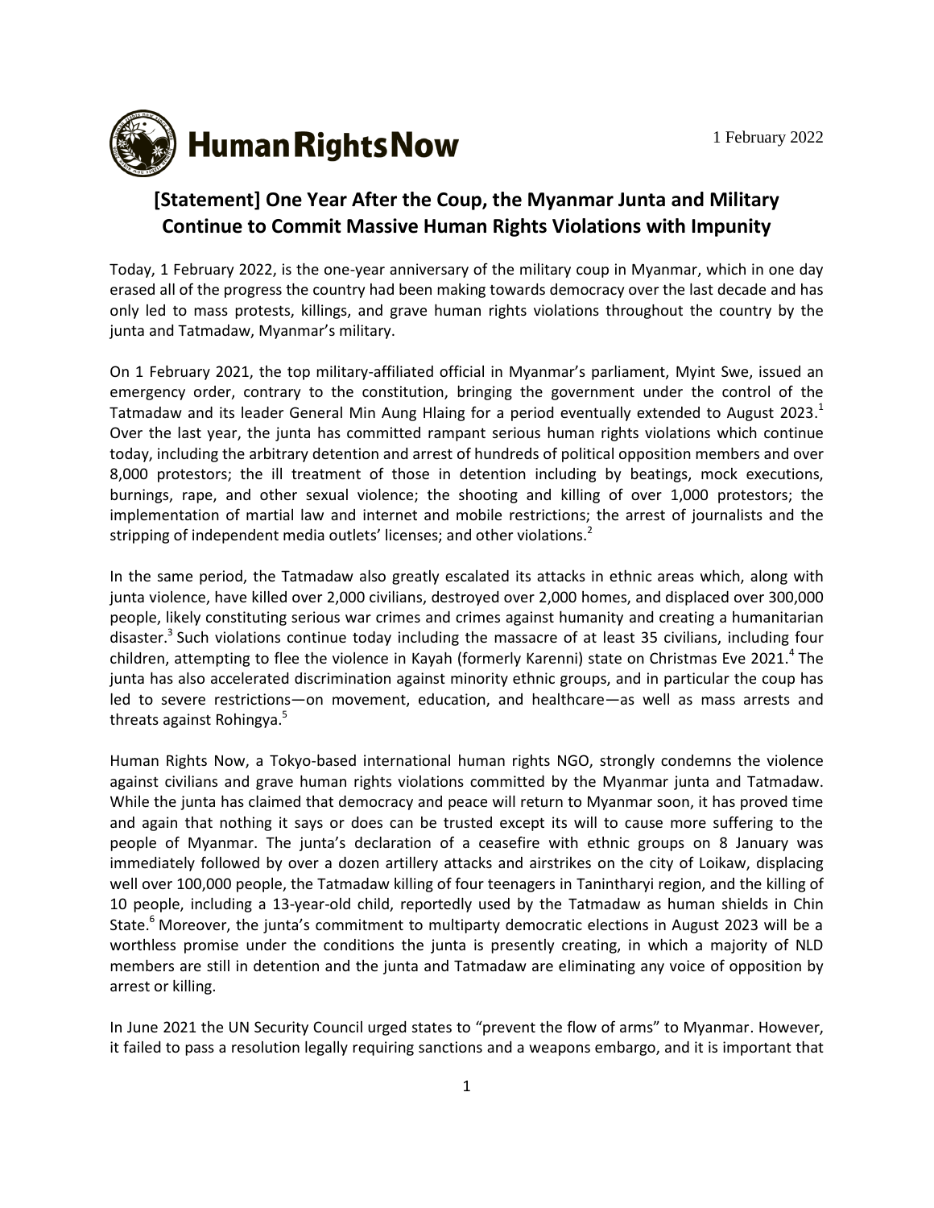Human Rights Now

1 February 2022

# [Statement] One Year After the Coup, the Myanmar Junta and Military Continue to Commit Massive Human Rights Violations with Impunity

Today, 1 February 2022, is the one-year anniversary of the military coup in Myanmar, which in one day erased all of the progress the country had been making towards democracy over the last decade and has only led to mass protests, killings, and grave human rights violations throughout the country by the junta and Tatmadaw, Myanmar's military.

On 1 February 2021, the top military-affiliated official in Myanmar's parliament, Myint Swe, issued an emergency order, contrary to the constitution, bringing the government under the control of the Tatmadaw and its leader General Min Aung Hlaing for a period eventually extended to August 2023.[1] Over the last year, the junta has committed rampant serious human rights violations which continue today, including the arbitrary detention and arrest of hundreds of political opposition members and over 8,000 protestors; the ill treatment of those in detention including by beatings, mock executions, burnings, rape, and other sexual violence; the shooting and killing of over 1,000 protestors; the implementation of martial law and internet and mobile restrictions; the arrest of journalists and the stripping of independent media outlets' licenses; and other violations.[2]

In the same period, the Tatmadaw also greatly escalated its attacks in ethnic areas which, along with junta violence, have killed over 2,000 civilians, destroyed over 2,000 homes, and displaced over 300,000 people, likely constituting serious war crimes and crimes against humanity and creating a humanitarian disaster.[3] Such violations continue today including the massacre of at least 35 civilians, including four children, attempting to flee the violence in Kayah (formerly Karenni) state on Christmas Eve 2021.[4] The junta has also accelerated discrimination against minority ethnic groups, and in particular the coup has led to severe restrictions—on movement, education, and healthcare—as well as mass arrests and threats against Rohingya.[5]

Human Rights Now, a Tokyo-based international human rights NGO, strongly condemns the violence against civilians and grave human rights violations committed by the Myanmar junta and Tatmadaw. While the junta has claimed that democracy and peace will return to Myanmar soon, it has proved time and again that nothing it says or does can be trusted except its will to cause more suffering to the people of Myanmar. The junta's declaration of a ceasefire with ethnic groups on 8 January was immediately followed by over a dozen artillery attacks and airstrikes on the city of Loikaw, displacing well over 100,000 people, the Tatmadaw killing of four teenagers in Tanintharyi region, and the killing of 10 people, including a 13-year-old child, reportedly used by the Tatmadaw as human shields in Chin State.[6] Moreover, the junta's commitment to multiparty democratic elections in August 2023 will be a worthless promise under the conditions the junta is presently creating, in which a majority of NLD members are still in detention and the junta and Tatmadaw are eliminating any voice of opposition by arrest or killing.

In June 2021 the UN Security Council urged states to "prevent the flow of arms" to Myanmar. However, it failed to pass a resolution legally requiring sanctions and a weapons embargo, and it is important that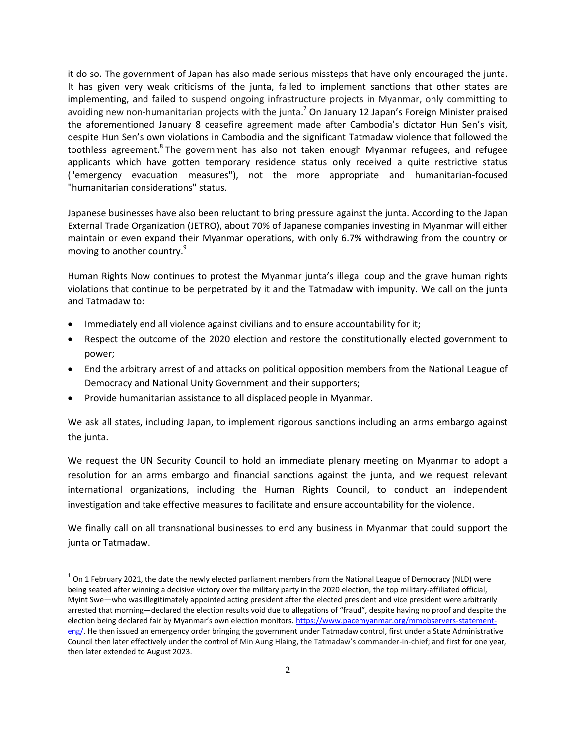it do so. The government of Japan has also made serious missteps that have only encouraged the junta. It has given very weak criticisms of the junta, failed to implement sanctions that other states are implementing, and failed to suspend ongoing infrastructure projects in Myanmar, only committing to avoiding new non-humanitarian projects with the junta.[7] On January 12 Japan's Foreign Minister praised the aforementioned January 8 ceasefire agreement made after Cambodia's dictator Hun Sen's visit, despite Hun Sen's own violations in Cambodia and the significant Tatmadaw violence that followed the toothless agreement.[8] The government has also not taken enough Myanmar refugees, and refugee applicants which have gotten temporary residence status only received a quite restrictive status ("emergency evacuation measures"), not the more appropriate and humanitarian-focused "humanitarian considerations" status.

Japanese businesses have also been reluctant to bring pressure against the junta. According to the Japan External Trade Organization (JETRO), about 70% of Japanese companies investing in Myanmar will either maintain or even expand their Myanmar operations, with only 6.7% withdrawing from the country or moving to another country.[9]

Human Rights Now continues to protest the Myanmar junta's illegal coup and the grave human rights violations that continue to be perpetrated by it and the Tatmadaw with impunity. We call on the junta and Tatmadaw to:

- Immediately end all violence against civilians and to ensure accountability for it;
- Respect the outcome of the 2020 election and restore the constitutionally elected government to power;
- End the arbitrary arrest of and attacks on political opposition members from the National League of Democracy and National Unity Government and their supporters;
- Provide humanitarian assistance to all displaced people in Myanmar.

We ask all states, including Japan, to implement rigorous sanctions including an arms embargo against the junta.

We request the UN Security Council to hold an immediate plenary meeting on Myanmar to adopt a resolution for an arms embargo and financial sanctions against the junta, and we request relevant international organizations, including the Human Rights Council, to conduct an independent investigation and take effective measures to facilitate and ensure accountability for the violence.

We finally call on all transnational businesses to end any business in Myanmar that could support the junta or Tatmadaw.

---

[1] On 1 February 2021, the date the newly elected parliament members from the National League of Democracy (NLD) were being seated after winning a decisive victory over the military party in the 2020 election, the top military-affiliated official, Myint Swe—who was illegitimately appointed acting president after the elected president and vice president were arbitrarily arrested that morning—declared the election results void due to allegations of "fraud", despite having no proof and despite the election being declared fair by Myanmar's own election monitors. https://www.pacemyanmar.org/mmobservers-statement-eng/. He then issued an emergency order bringing the government under Tatmadaw control, first under a State Administrative Council then later effectively under the control of Min Aung Hlaing, the Tatmadaw's commander-in-chief; and first for one year, then later extended to August 2023.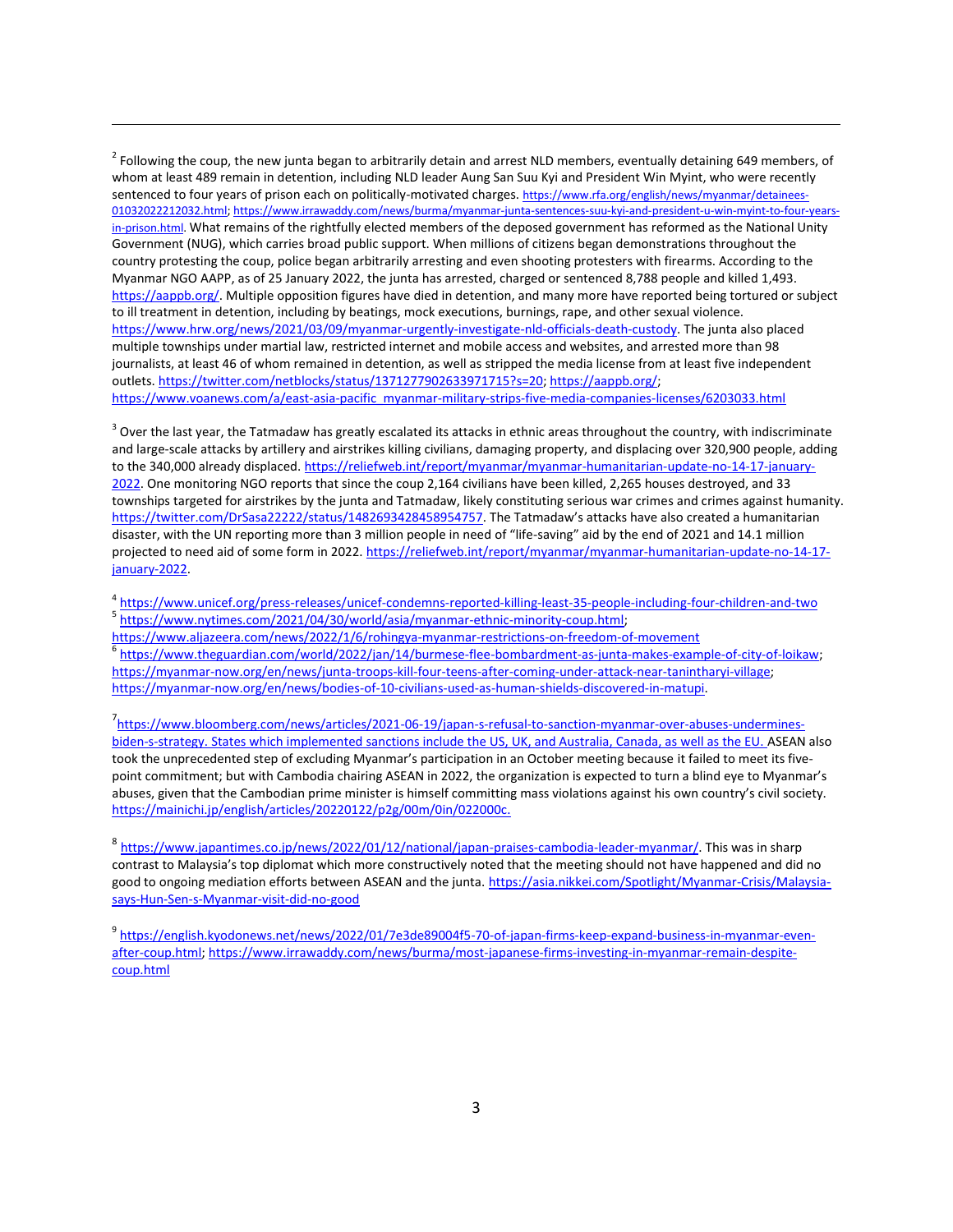[2] Following the coup, the new junta began to arbitrarily detain and arrest NLD members, eventually detaining 649 members, of whom at least 489 remain in detention, including NLD leader Aung San Suu Kyi and President Win Myint, who were recently sentenced to four years of prison each on politically-motivated charges. https://www.rfa.org/english/news/myanmar/detainees-01032022212032.html; https://www.irrawaddy.com/news/burma/myanmar-junta-sentences-suu-kyi-and-president-u-win-myint-to-four-years-in-prison.html. What remains of the rightfully elected members of the deposed government has reformed as the National Unity Government (NUG), which carries broad public support. When millions of citizens began demonstrations throughout the country protesting the coup, police began arbitrarily arresting and even shooting protesters with firearms. According to the Myanmar NGO AAPP, as of 25 January 2022, the junta has arrested, charged or sentenced 8,788 people and killed 1,493. https://aappb.org/. Multiple opposition figures have died in detention, and many more have reported being tortured or subject to ill treatment in detention, including by beatings, mock executions, burnings, rape, and other sexual violence. https://www.hrw.org/news/2021/03/09/myanmar-urgently-investigate-nld-officials-death-custody. The junta also placed multiple townships under martial law, restricted internet and mobile access and websites, and arrested more than 98 journalists, at least 46 of whom remained in detention, as well as stripped the media license from at least five independent outlets. https://twitter.com/netblocks/status/1371277902633971715?s=20; https://aappb.org/; https://www.voanews.com/a/east-asia-pacific_myanmar-military-strips-five-media-companies-licenses/6203033.html

[3] Over the last year, the Tatmadaw has greatly escalated its attacks in ethnic areas throughout the country, with indiscriminate and large-scale attacks by artillery and airstrikes killing civilians, damaging property, and displacing over 320,900 people, adding to the 340,000 already displaced. https://reliefweb.int/report/myanmar/myanmar-humanitarian-update-no-14-17-january-2022. One monitoring NGO reports that since the coup 2,164 civilians have been killed, 2,265 houses destroyed, and 33 townships targeted for airstrikes by the junta and Tatmadaw, likely constituting serious war crimes and crimes against humanity. https://twitter.com/DrSasa22222/status/1482693428458954757. The Tatmadaw's attacks have also created a humanitarian disaster, with the UN reporting more than 3 million people in need of "life-saving" aid by the end of 2021 and 14.1 million projected to need aid of some form in 2022. https://reliefweb.int/report/myanmar/myanmar-humanitarian-update-no-14-17-january-2022.

[4] https://www.unicef.org/press-releases/unicef-condemns-reported-killing-least-35-people-including-four-children-and-two

[5] https://www.nytimes.com/2021/04/30/world/asia/myanmar-ethnic-minority-coup.html; https://www.aljazeera.com/news/2022/1/6/rohingya-myanmar-restrictions-on-freedom-of-movement

[6] https://www.theguardian.com/world/2022/jan/14/burmese-flee-bombardment-as-junta-makes-example-of-city-of-loikaw; https://myanmar-now.org/en/news/junta-troops-kill-four-teens-after-coming-under-attack-near-tanintharyi-village; https://myanmar-now.org/en/news/bodies-of-10-civilians-used-as-human-shields-discovered-in-matupi.

[7] https://www.bloomberg.com/news/articles/2021-06-19/japan-s-refusal-to-sanction-myanmar-over-abuses-undermines-biden-s-strategy. States which implemented sanctions include the US, UK, and Australia, Canada, as well as the EU. ASEAN also took the unprecedented step of excluding Myanmar's participation in an October meeting because it failed to meet its five-point commitment; but with Cambodia chairing ASEAN in 2022, the organization is expected to turn a blind eye to Myanmar's abuses, given that the Cambodian prime minister is himself committing mass violations against his own country's civil society. https://mainichi.jp/english/articles/20220122/p2g/00m/0in/022000c.

[8] https://www.japantimes.co.jp/news/2022/01/12/national/japan-praises-cambodia-leader-myanmar/. This was in sharp contrast to Malaysia's top diplomat which more constructively noted that the meeting should not have happened and did no good to ongoing mediation efforts between ASEAN and the junta. https://asia.nikkei.com/Spotlight/Myanmar-Crisis/Malaysia-says-Hun-Sen-s-Myanmar-visit-did-no-good

[9] https://english.kyodonews.net/news/2022/01/7e3de89004f5-70-of-japan-firms-keep-expand-business-in-myanmar-even-after-coup.html; https://www.irrawaddy.com/news/burma/most-japanese-firms-investing-in-myanmar-remain-despite-coup.html